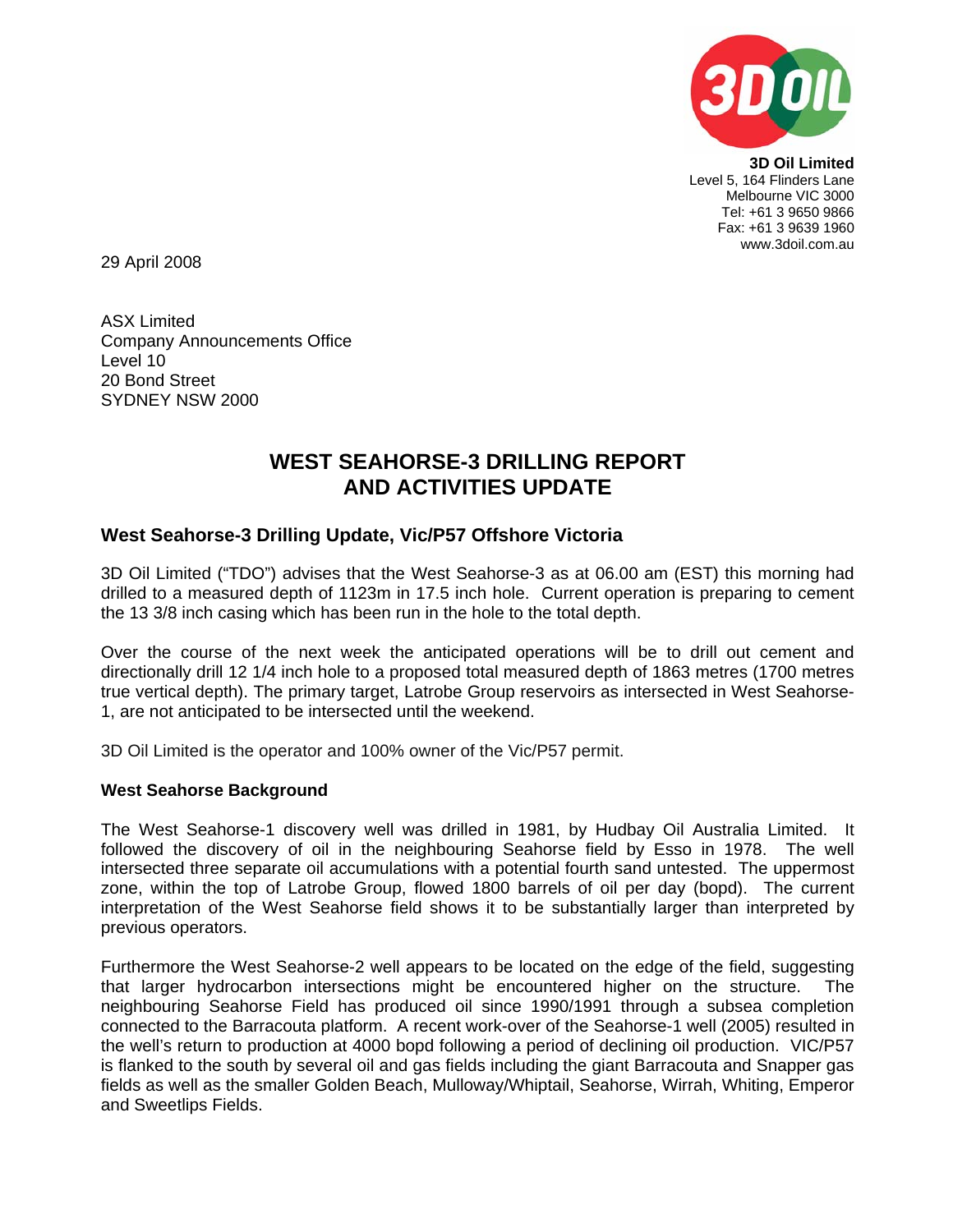**3D Oil Limited**
Level 5, 164 Flinders Lane
Melbourne VIC 3000
Tel: +61 3 9650 9866
Fax: +61 3 9639 1960
www.3doil.com.au

29 April 2008

ASX Limited
Company Announcements Office
Level 10
20 Bond Street
SYDNEY NSW 2000

# WEST SEAHORSE-3 DRILLING REPORT AND ACTIVITIES UPDATE

## West Seahorse-3 Drilling Update, Vic/P57 Offshore Victoria

3D Oil Limited ("TDO") advises that the West Seahorse-3 as at 06.00 am (EST) this morning had drilled to a measured depth of 1123m in 17.5 inch hole. Current operation is preparing to cement the 13 3/8 inch casing which has been run in the hole to the total depth.

Over the course of the next week the anticipated operations will be to drill out cement and directionally drill 12 1/4 inch hole to a proposed total measured depth of 1863 metres (1700 metres true vertical depth). The primary target, Latrobe Group reservoirs as intersected in West Seahorse-1, are not anticipated to be intersected until the weekend.

3D Oil Limited is the operator and 100% owner of the Vic/P57 permit.

### West Seahorse Background

The West Seahorse-1 discovery well was drilled in 1981, by Hudbay Oil Australia Limited. It followed the discovery of oil in the neighbouring Seahorse field by Esso in 1978. The well intersected three separate oil accumulations with a potential fourth sand untested. The uppermost zone, within the top of Latrobe Group, flowed 1800 barrels of oil per day (bopd). The current interpretation of the West Seahorse field shows it to be substantially larger than interpreted by previous operators.

Furthermore the West Seahorse-2 well appears to be located on the edge of the field, suggesting that larger hydrocarbon intersections might be encountered higher on the structure. The neighbouring Seahorse Field has produced oil since 1990/1991 through a subsea completion connected to the Barracouta platform. A recent work-over of the Seahorse-1 well (2005) resulted in the well's return to production at 4000 bopd following a period of declining oil production. VIC/P57 is flanked to the south by several oil and gas fields including the giant Barracouta and Snapper gas fields as well as the smaller Golden Beach, Mulloway/Whiptail, Seahorse, Wirrah, Whiting, Emperor and Sweetlips Fields.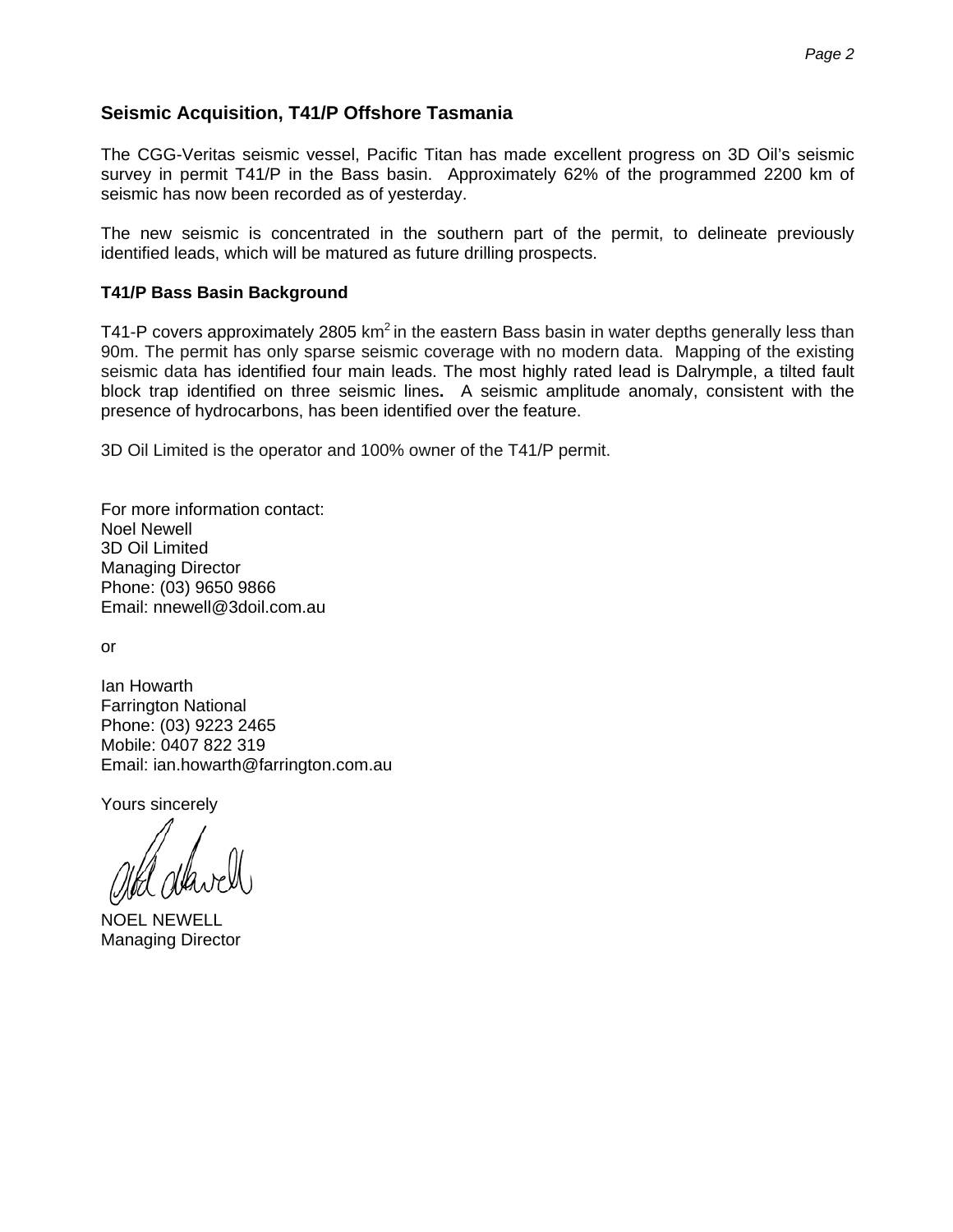## Seismic Acquisition, T41/P Offshore Tasmania

The CGG-Veritas seismic vessel, Pacific Titan has made excellent progress on 3D Oil's seismic survey in permit T41/P in the Bass basin. Approximately 62% of the programmed 2200 km of seismic has now been recorded as of yesterday.

The new seismic is concentrated in the southern part of the permit, to delineate previously identified leads, which will be matured as future drilling prospects.

### T41/P Bass Basin Background

T41-P covers approximately 2805 $km^2$ in the eastern Bass basin in water depths generally less than 90m. The permit has only sparse seismic coverage with no modern data. Mapping of the existing seismic data has identified four main leads. The most highly rated lead is Dalrymple, a tilted fault block trap identified on three seismic lines**.** A seismic amplitude anomaly, consistent with the presence of hydrocarbons, has been identified over the feature.

3D Oil Limited is the operator and 100% owner of the T41/P permit.

For more information contact:
Noel Newell
3D Oil Limited
Managing Director
Phone: (03) 9650 9866
Email: nnewell@3doil.com.au

or

Ian Howarth
Farrington National
Phone: (03) 9223 2465
Mobile: 0407 822 319
Email: ian.howarth@farrington.com.au

Yours sincerely

NOEL NEWELL
Managing Director